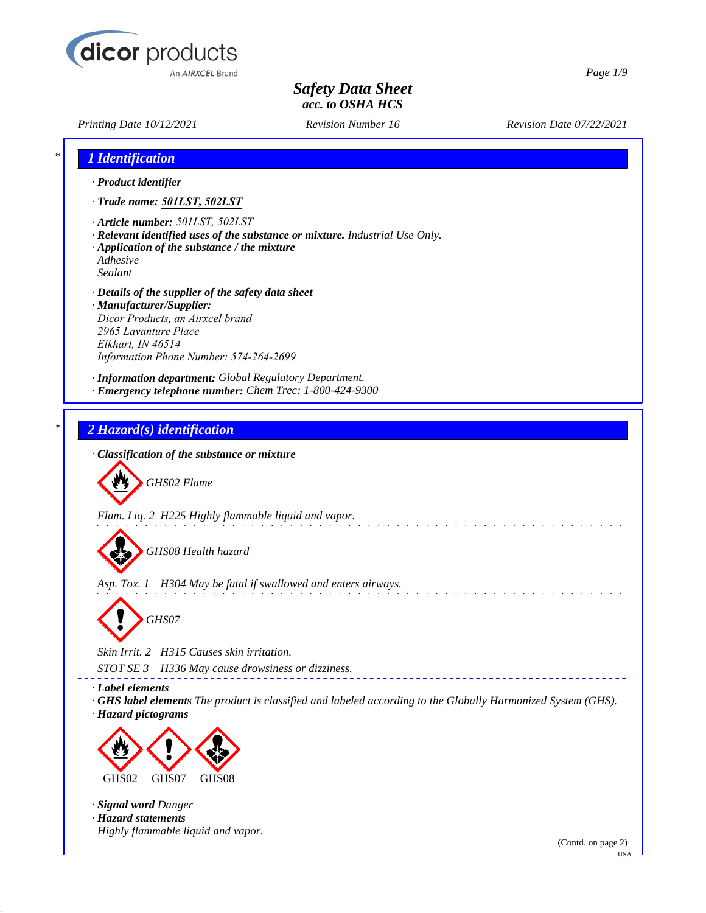# Safety Data Sheet

**acc. to OSHA HCS**

*Printing Date 10/12/2021* | *Revision Number 16* | *Revision Date 07/22/2021*

## 1 Identification

· **Product identifier**

· **Trade name: 501LST, 502LST**

· **Article number:** 501LST, 502LST
· **Relevant identified uses of the substance or mixture.** Industrial Use Only.
· **Application of the substance / the mixture**
Adhesive
Sealant

· **Details of the supplier of the safety data sheet**
· **Manufacturer/Supplier:**
Dicor Products, an Airxcel brand
2965 Lavanture Place
Elkhart, IN 46514
Information Phone Number: 574-264-2699

· **Information department:** Global Regulatory Department.
· **Emergency telephone number:** Chem Trec: 1-800-424-9300

## 2 Hazard(s) identification

· **Classification of the substance or mixture**

GHS02 Flame

Flam. Liq. 2 H225 Highly flammable liquid and vapor.

GHS08 Health hazard

Asp. Tox. 1 H304 May be fatal if swallowed and enters airways.

GHS07

Skin Irrit. 2 H315 Causes skin irritation.
STOT SE 3 H336 May cause drowsiness or dizziness.

· **Label elements**
· **GHS label elements** The product is classified and labeled according to the Globally Harmonized System (GHS).
· **Hazard pictograms**

GHS02 GHS07 GHS08

· **Signal word** Danger
· **Hazard statements**
Highly flammable liquid and vapor.

(Contd. on page 2)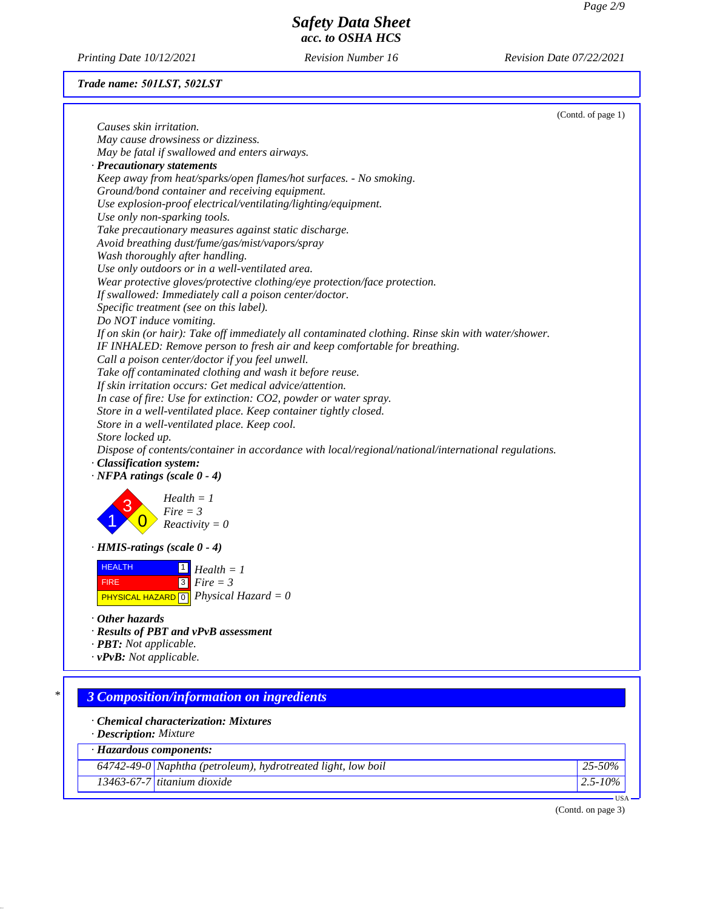Trade name: 501LST, 502LST

(Contd. of page 1)

*Causes skin irritation.*
*May cause drowsiness or dizziness.*
*May be fatal if swallowed and enters airways.*

· **Precautionary statements**

*Keep away from heat/sparks/open flames/hot surfaces. - No smoking.*
*Ground/bond container and receiving equipment.*
*Use explosion-proof electrical/ventilating/lighting/equipment.*
*Use only non-sparking tools.*
*Take precautionary measures against static discharge.*
*Avoid breathing dust/fume/gas/mist/vapors/spray*
*Wash thoroughly after handling.*
*Use only outdoors or in a well-ventilated area.*
*Wear protective gloves/protective clothing/eye protection/face protection.*
*If swallowed: Immediately call a poison center/doctor.*
*Specific treatment (see on this label).*
*Do NOT induce vomiting.*
*If on skin (or hair): Take off immediately all contaminated clothing. Rinse skin with water/shower.*
*IF INHALED: Remove person to fresh air and keep comfortable for breathing.*
*Call a poison center/doctor if you feel unwell.*
*Take off contaminated clothing and wash it before reuse.*
*If skin irritation occurs: Get medical advice/attention.*
*In case of fire: Use for extinction: CO2, powder or water spray.*
*Store in a well-ventilated place. Keep container tightly closed.*
*Store in a well-ventilated place. Keep cool.*
*Store locked up.*
*Dispose of contents/container in accordance with local/regional/national/international regulations.*

· **Classification system:**

· **NFPA ratings (scale 0 - 4)**

*Health = 1*
*Fire = 3*
*Reactivity = 0*

· **HMIS-ratings (scale 0 - 4)**

| | | |
|---|---|---|
| HEALTH | 1 | *Health = 1* |
| FIRE | 3 | *Fire = 3* |
| PHYSICAL HAZARD | 0 | *Physical Hazard = 0* |

· **Other hazards**

· **Results of PBT and vPvB assessment**

· **PBT:** Not applicable.

· **vPvB:** Not applicable.

## 3 Composition/information on ingredients

· **Chemical characterization: Mixtures**

· **Description:** Mixture

| · Hazardous components: | | |
|---|---|---|
| 64742-49-0 | Naphtha (petroleum), hydrotreated light, low boil | 25-50% |
| 13463-67-7 | titanium dioxide | 2.5-10% |

(Contd. on page 3)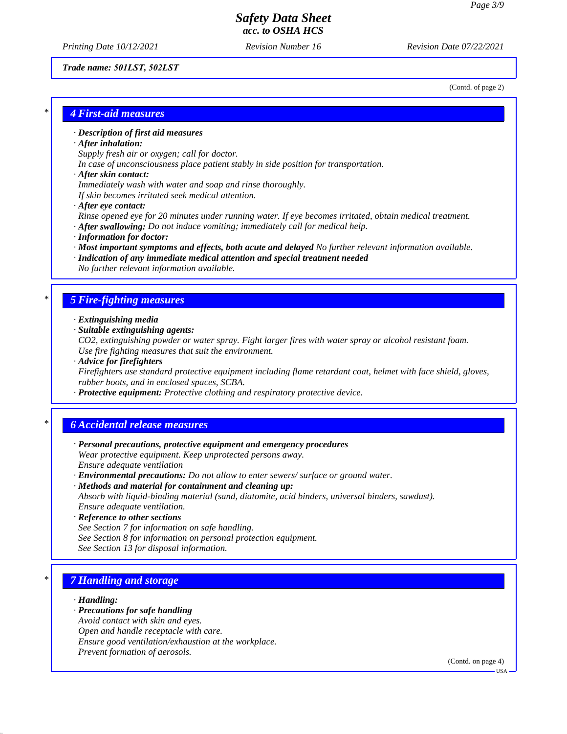Trade name: 501LST, 502LST

(Contd. of page 2)

## 4 First-aid measures

· **Description of first aid measures**
· **After inhalation:**
Supply fresh air or oxygen; call for doctor.
In case of unconsciousness place patient stably in side position for transportation.
· **After skin contact:**
Immediately wash with water and soap and rinse thoroughly.
If skin becomes irritated seek medical attention.
· **After eye contact:**
Rinse opened eye for 20 minutes under running water. If eye becomes irritated, obtain medical treatment.
· **After swallowing:** Do not induce vomiting; immediately call for medical help.
· **Information for doctor:**
· **Most important symptoms and effects, both acute and delayed** No further relevant information available.
· **Indication of any immediate medical attention and special treatment needed**
No further relevant information available.

## 5 Fire-fighting measures

· **Extinguishing media**
· **Suitable extinguishing agents:**
$CO_2$, extinguishing powder or water spray. Fight larger fires with water spray or alcohol resistant foam.
Use fire fighting measures that suit the environment.
· **Advice for firefighters**
Firefighters use standard protective equipment including flame retardant coat, helmet with face shield, gloves, rubber boots, and in enclosed spaces, SCBA.
· **Protective equipment:** Protective clothing and respiratory protective device.

## 6 Accidental release measures

· **Personal precautions, protective equipment and emergency procedures**
Wear protective equipment. Keep unprotected persons away.
Ensure adequate ventilation
· **Environmental precautions:** Do not allow to enter sewers/ surface or ground water.
· **Methods and material for containment and cleaning up:**
Absorb with liquid-binding material (sand, diatomite, acid binders, universal binders, sawdust).
Ensure adequate ventilation.
· **Reference to other sections**
See Section 7 for information on safe handling.
See Section 8 for information on personal protection equipment.
See Section 13 for disposal information.

## 7 Handling and storage

· **Handling:**
· **Precautions for safe handling**
Avoid contact with skin and eyes.
Open and handle receptacle with care.
Ensure good ventilation/exhaustion at the workplace.
Prevent formation of aerosols.

(Contd. on page 4)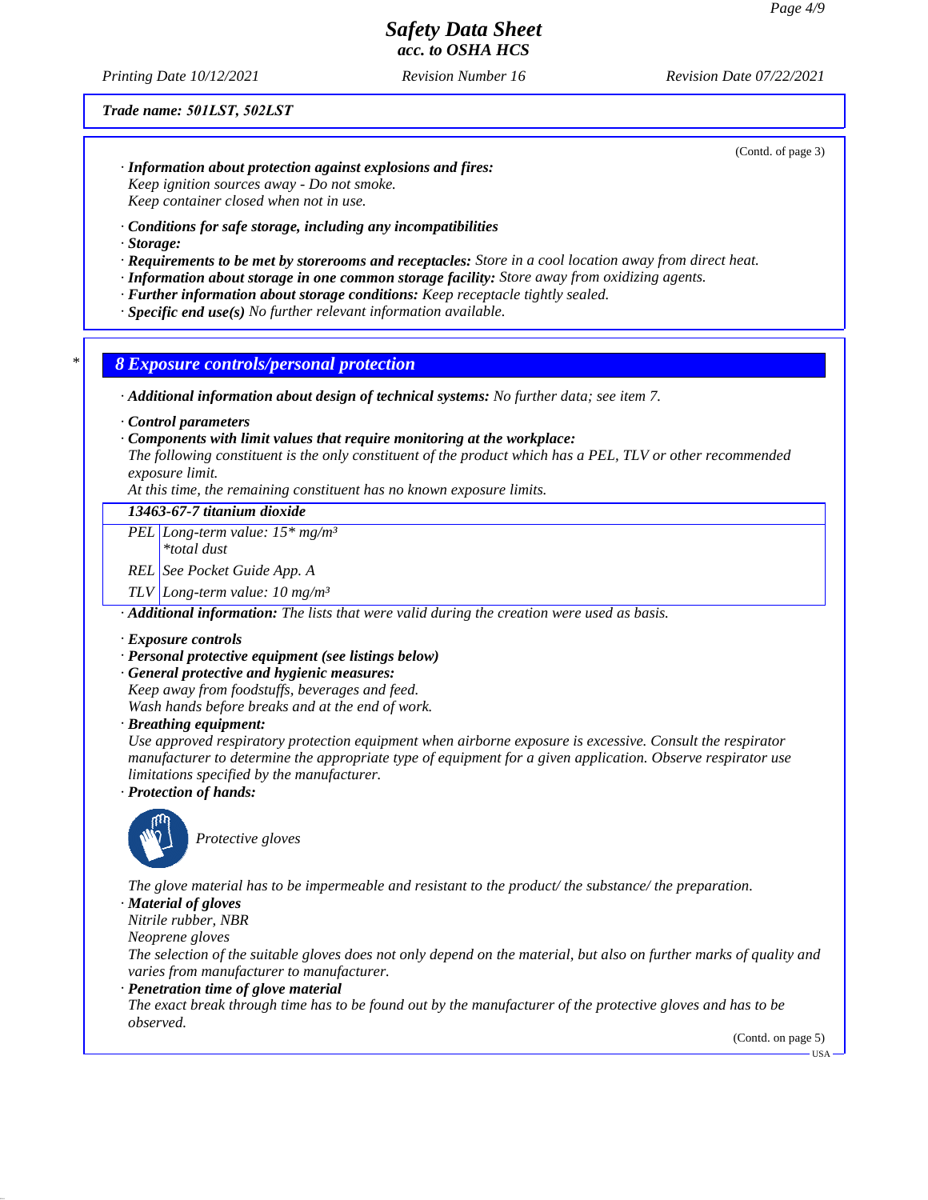**Trade name: 501LST, 502LST**

(Contd. of page 3)

· **Information about protection against explosions and fires:**
Keep ignition sources away - Do not smoke.
Keep container closed when not in use.

· **Conditions for safe storage, including any incompatibilities**
· **Storage:**
· **Requirements to be met by storerooms and receptacles:** Store in a cool location away from direct heat.
· **Information about storage in one common storage facility:** Store away from oxidizing agents.
· **Further information about storage conditions:** Keep receptacle tightly sealed.
· **Specific end use(s)** No further relevant information available.

## * 8 Exposure controls/personal protection

· **Additional information about design of technical systems:** No further data; see item 7.

· **Control parameters**
· **Components with limit values that require monitoring at the workplace:**
The following constituent is the only constituent of the product which has a PEL, TLV or other recommended exposure limit.
At this time, the remaining constituent has no known exposure limits.

| 13463-67-7 titanium dioxide | |
|---|---|
| PEL | Long-term value: 15* mg/m³<br>*total dust |
| REL | See Pocket Guide App. A |
| TLV | Long-term value: 10 mg/m³ |

· **Additional information:** The lists that were valid during the creation were used as basis.

· **Exposure controls**
· **Personal protective equipment (see listings below)**
· **General protective and hygienic measures:**
Keep away from foodstuffs, beverages and feed.
Wash hands before breaks and at the end of work.
· **Breathing equipment:**
Use approved respiratory protection equipment when airborne exposure is excessive. Consult the respirator manufacturer to determine the appropriate type of equipment for a given application. Observe respirator use limitations specified by the manufacturer.
· **Protection of hands:**

Protective gloves

The glove material has to be impermeable and resistant to the product/ the substance/ the preparation.
· **Material of gloves**
Nitrile rubber, NBR
Neoprene gloves
The selection of the suitable gloves does not only depend on the material, but also on further marks of quality and varies from manufacturer to manufacturer.
· **Penetration time of glove material**
The exact break through time has to be found out by the manufacturer of the protective gloves and has to be observed.

(Contd. on page 5)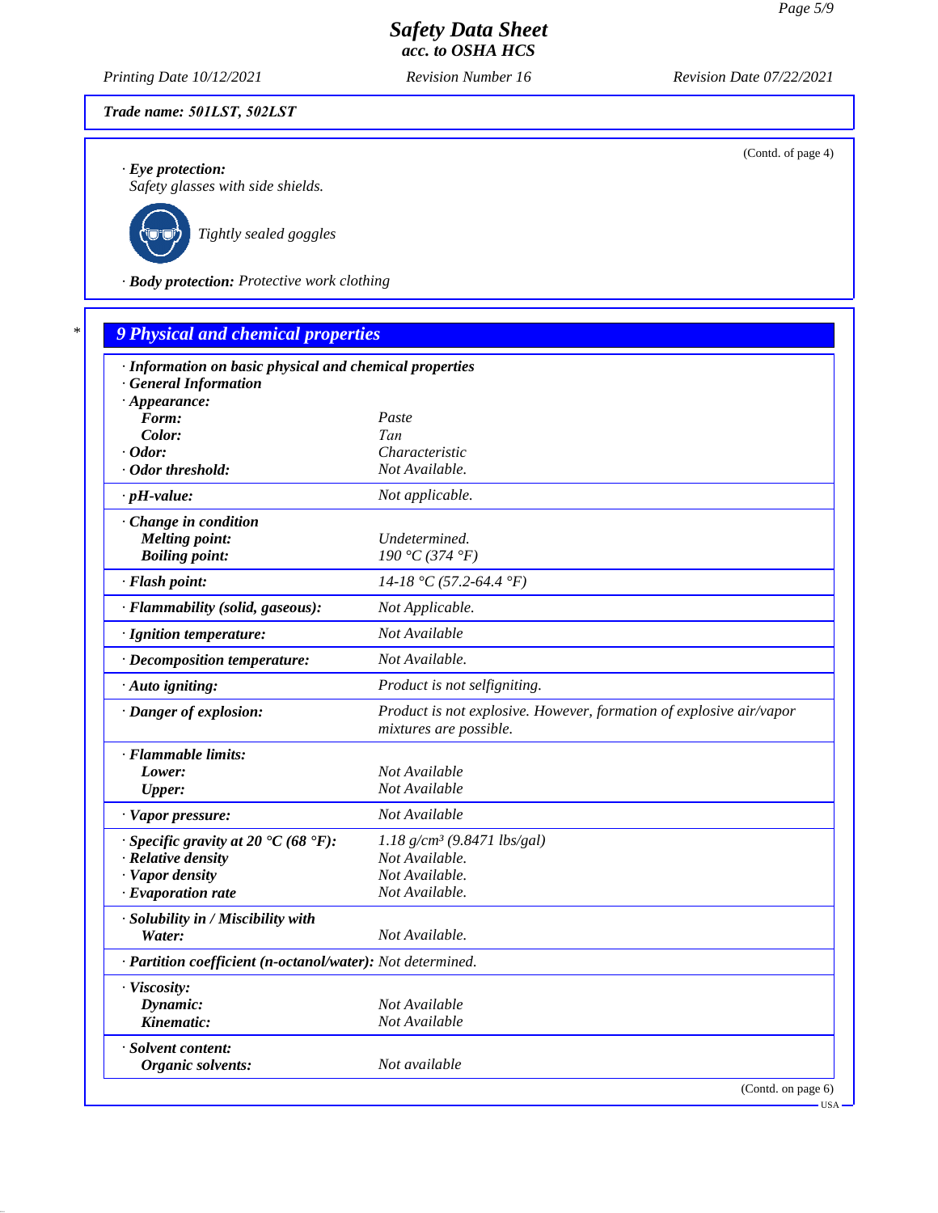Trade name: 501LST, 502LST

(Contd. of page 4)

· **Eye protection:**
Safety glasses with side shields.

Tightly sealed goggles

· **Body protection:** Protective work clothing

## 9 Physical and chemical properties

· **Information on basic physical and chemical properties**
· **General Information**

| Property | Value |
|---|---|
| · **Appearance:** | |
| **Form:** | Paste |
| **Color:** | Tan |
| · **Odor:** | Characteristic |
| · **Odor threshold:** | Not Available. |
| · **pH-value:** | Not applicable. |
| · **Change in condition** | |
| **Melting point:** | Undetermined. |
| **Boiling point:** | 190 °C (374 °F) |
| · **Flash point:** | 14-18 °C (57.2-64.4 °F) |
| · **Flammability (solid, gaseous):** | Not Applicable. |
| · **Ignition temperature:** | Not Available |
| · **Decomposition temperature:** | Not Available. |
| · **Auto igniting:** | Product is not selfigniting. |
| · **Danger of explosion:** | Product is not explosive. However, formation of explosive air/vapor mixtures are possible. |
| · **Flammable limits:** | |
| **Lower:** | Not Available |
| **Upper:** | Not Available |
| · **Vapor pressure:** | Not Available |
| · **Specific gravity at 20 °C (68 °F):** | 1.18 g/cm³ (9.8471 lbs/gal) |
| · **Relative density** | Not Available. |
| · **Vapor density** | Not Available. |
| · **Evaporation rate** | Not Available. |
| · **Solubility in / Miscibility with** | |
| **Water:** | Not Available. |
| · **Partition coefficient (n-octanol/water):** | Not determined. |
| · **Viscosity:** | |
| **Dynamic:** | Not Available |
| **Kinematic:** | Not Available |
| · **Solvent content:** | |
| **Organic solvents:** | Not available |

(Contd. on page 6)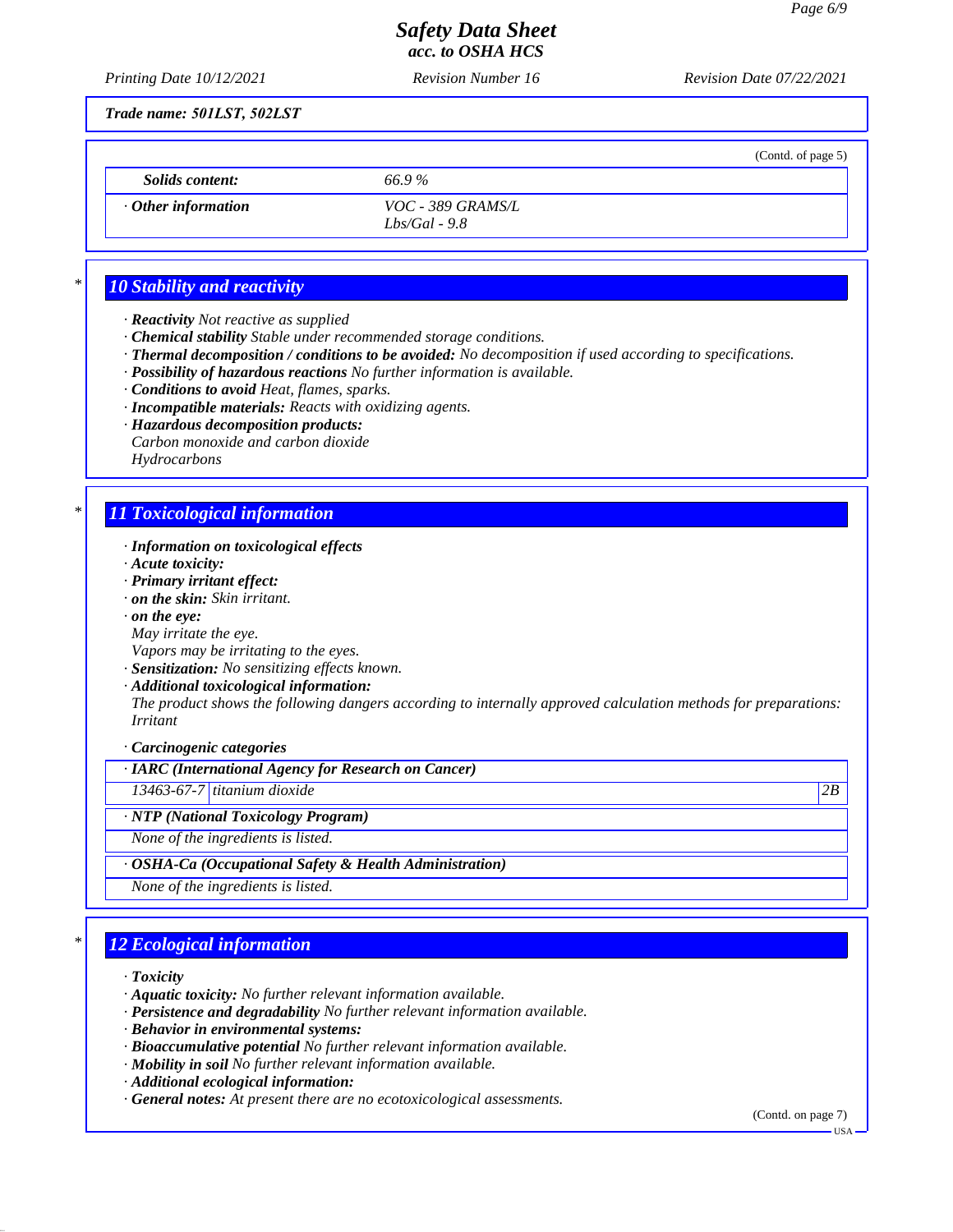**Trade name: 501LST, 502LST**

(Contd. of page 5)

| | |
|---|---|
| **Solids content:** | 66.9 % |
| · **Other information** | VOC - 389 GRAMS/L<br>Lbs/Gal - 9.8 |

## 10 Stability and reactivity

· **Reactivity** Not reactive as supplied
· **Chemical stability** Stable under recommended storage conditions.
· **Thermal decomposition / conditions to be avoided:** No decomposition if used according to specifications.
· **Possibility of hazardous reactions** No further information is available.
· **Conditions to avoid** Heat, flames, sparks.
· **Incompatible materials:** Reacts with oxidizing agents.
· **Hazardous decomposition products:**
Carbon monoxide and carbon dioxide
Hydrocarbons

## 11 Toxicological information

· **Information on toxicological effects**
· **Acute toxicity:**
· **Primary irritant effect:**
· **on the skin:** Skin irritant.
· **on the eye:**
May irritate the eye.
Vapors may be irritating to the eyes.
· **Sensitization:** No sensitizing effects known.
· **Additional toxicological information:**
The product shows the following dangers according to internally approved calculation methods for preparations:
Irritant

· **Carcinogenic categories**

| · **IARC (International Agency for Research on Cancer)** | | |
|---|---|---|
| 13463-67-7 | titanium dioxide | 2B |

| · **NTP (National Toxicology Program)** |
|---|
| None of the ingredients is listed. |

| · **OSHA-Ca (Occupational Safety & Health Administration)** |
|---|
| None of the ingredients is listed. |

## 12 Ecological information

· **Toxicity**
· **Aquatic toxicity:** No further relevant information available.
· **Persistence and degradability** No further relevant information available.
· **Behavior in environmental systems:**
· **Bioaccumulative potential** No further relevant information available.
· **Mobility in soil** No further relevant information available.
· **Additional ecological information:**
· **General notes:** At present there are no ecotoxicological assessments.

(Contd. on page 7)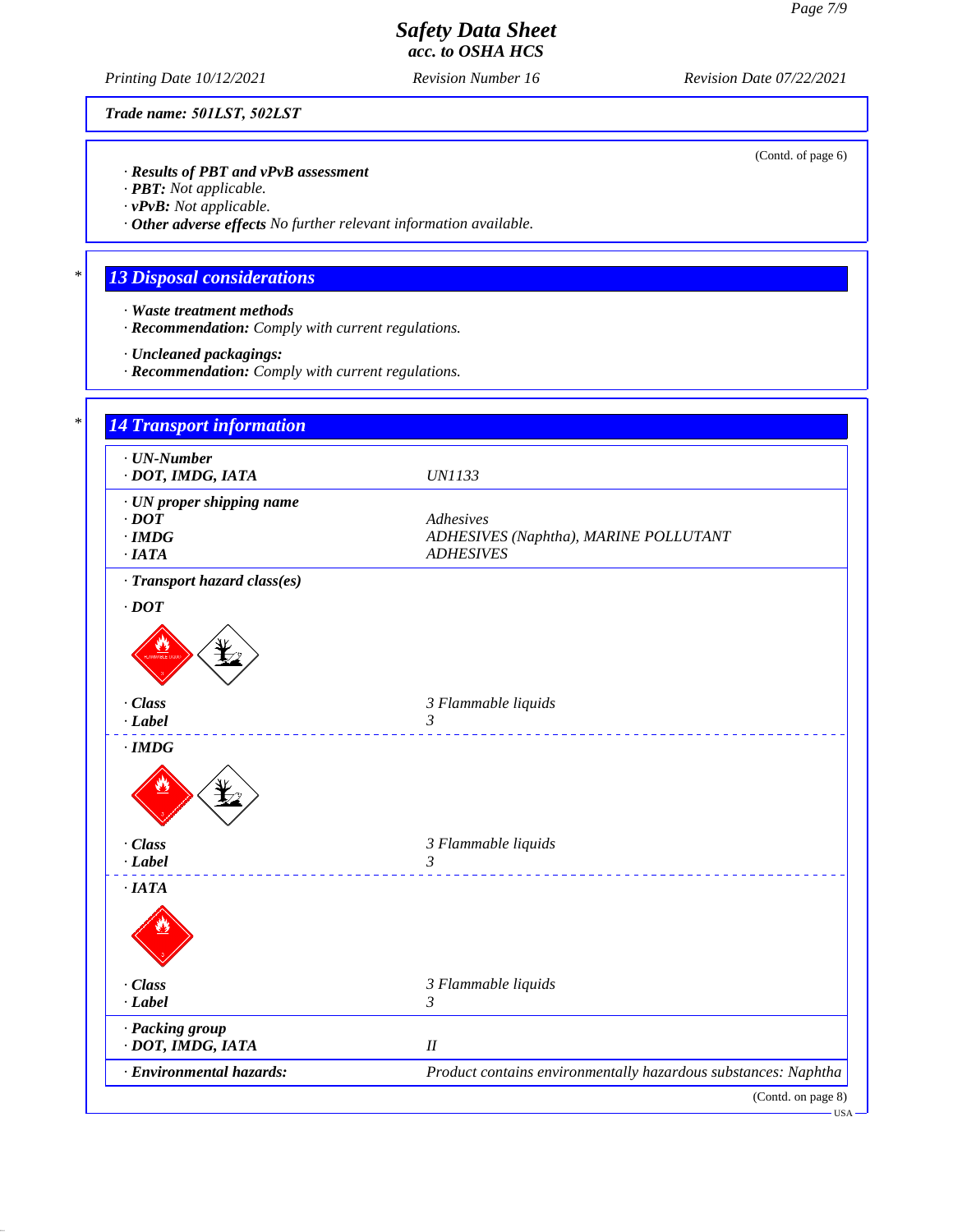# Safety Data Sheet
*acc. to OSHA HCS*

Printing Date 10/12/2021 | Revision Number 16 | Revision Date 07/22/2021

**Trade name: 501LST, 502LST**

(Contd. of page 6)

· **Results of PBT and vPvB assessment**
· **PBT:** Not applicable.
· **vPvB:** Not applicable.
· **Other adverse effects** No further relevant information available.

## 13 Disposal considerations

· **Waste treatment methods**
· **Recommendation:** Comply with current regulations.

· **Uncleaned packagings:**
· **Recommendation:** Comply with current regulations.

## 14 Transport information

| | |
|---|---|
| · **UN-Number** | |
| · **DOT, IMDG, IATA** | UN1133 |
| · **UN proper shipping name** | |
| · **DOT** | Adhesives |
| · **IMDG** | ADHESIVES (Naphtha), MARINE POLLUTANT |
| · **IATA** | ADHESIVES |
| · **Transport hazard class(es)** | |
| · **DOT** | |
| · **Class** | 3 Flammable liquids |
| · **Label** | 3 |
| · **IMDG** | |
| · **Class** | 3 Flammable liquids |
| · **Label** | 3 |
| · **IATA** | |
| · **Class** | 3 Flammable liquids |
| · **Label** | 3 |
| · **Packing group** | |
| · **DOT, IMDG, IATA** | II |
| · **Environmental hazards:** | Product contains environmentally hazardous substances: Naphtha |

(Contd. on page 8)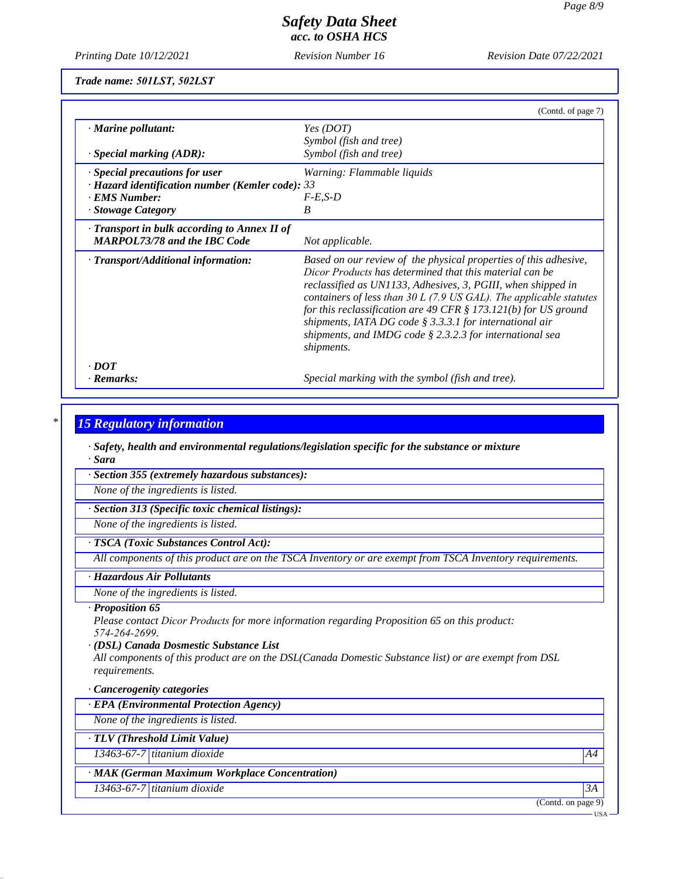**Trade name: 501LST, 502LST**

(Contd. of page 7)

| | |
|---|---|
| · **Marine pollutant:** | Yes (DOT) |
| | Symbol (fish and tree) |
| · **Special marking (ADR):** | Symbol (fish and tree) |
| · **Special precautions for user** | Warning: Flammable liquids |
| · **Hazard identification number (Kemler code):** | 33 |
| · **EMS Number:** | F-E,S-D |
| · **Stowage Category** | B |
| · **Transport in bulk according to Annex II of MARPOL73/78 and the IBC Code** | Not applicable. |
| · **Transport/Additional information:** | Based on our review of the physical properties of this adhesive, Dicor Products has determined that this material can be reclassified as UN1133, Adhesives, 3, PGIII, when shipped in containers of less than 30 L (7.9 US GAL). The applicable statutes for this reclassification are 49 CFR § 173.121(b) for US ground shipments, IATA DG code § 3.3.3.1 for international air shipments, and IMDG code § 2.3.2.3 for international sea shipments. |
| · **DOT** | |
| · **Remarks:** | Special marking with the symbol (fish and tree). |

## 15 Regulatory information

· **Safety, health and environmental regulations/legislation specific for the substance or mixture**

· **Sara**

· **Section 355 (extremely hazardous substances):**

None of the ingredients is listed.

· **Section 313 (Specific toxic chemical listings):**

None of the ingredients is listed.

· **TSCA (Toxic Substances Control Act):**

All components of this product are on the TSCA Inventory or are exempt from TSCA Inventory requirements.

· **Hazardous Air Pollutants**

None of the ingredients is listed.

· **Proposition 65**

Please contact Dicor Products for more information regarding Proposition 65 on this product: 574-264-2699.

· **(DSL) Canada Dosmestic Substance List**

All components of this product are on the DSL(Canada Domestic Substance list) or are exempt from DSL requirements.

· **Cancerogenity categories**

· **EPA (Environmental Protection Agency)**

None of the ingredients is listed.

· **TLV (Threshold Limit Value)**

| | | |
|---|---|---|
| 13463-67-7 | titanium dioxide | A4 |

· **MAK (German Maximum Workplace Concentration)**

| | | |
|---|---|---|
| 13463-67-7 | titanium dioxide | 3A |

(Contd. on page 9)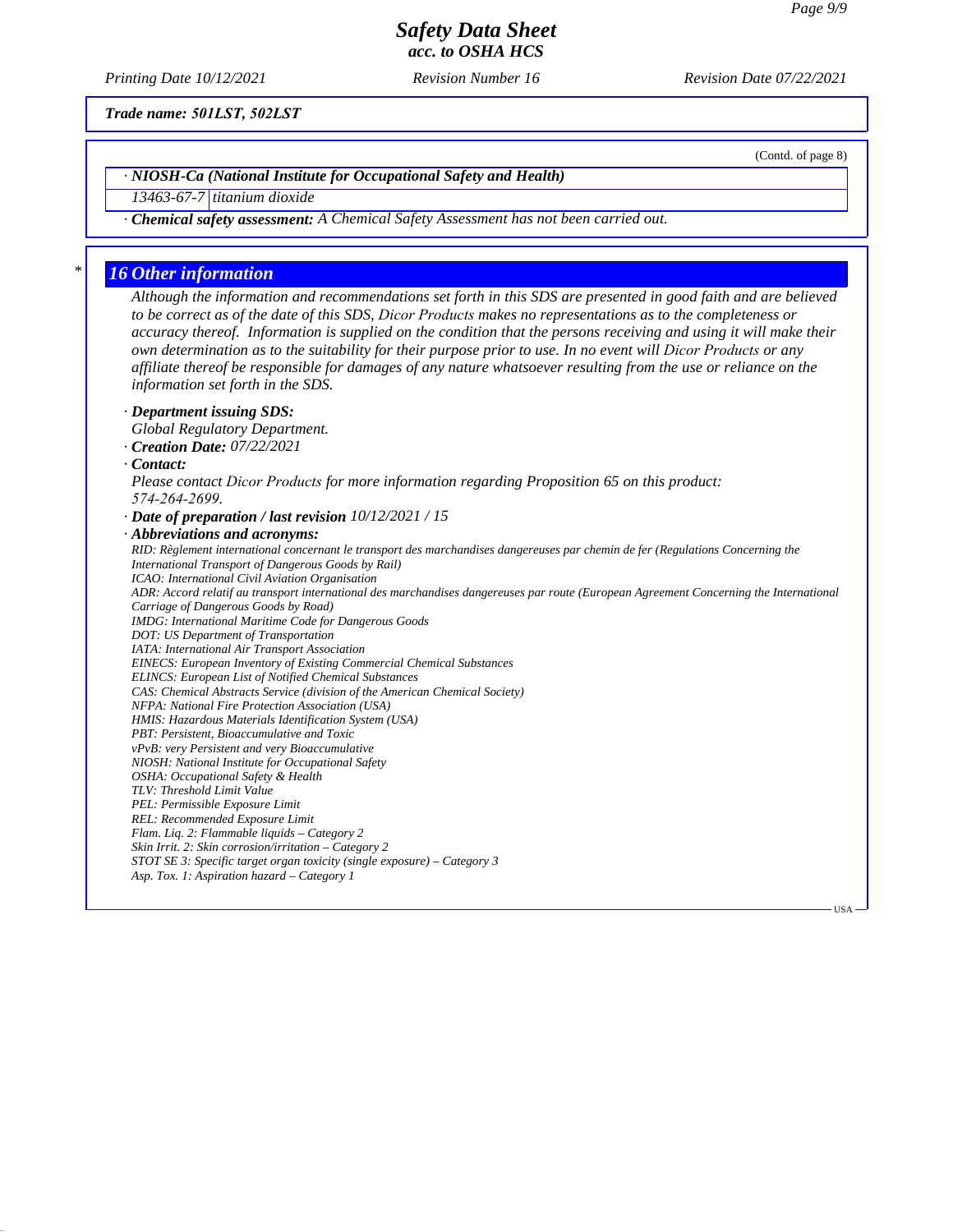(Contd. of page 8)

· **NIOSH-Ca (National Institute for Occupational Safety and Health)**

| | |
|---|---|
| 13463-67-7 | titanium dioxide |

· **Chemical safety assessment:** A Chemical Safety Assessment has not been carried out.

## * 16 Other information

Although the information and recommendations set forth in this SDS are presented in good faith and are believed to be correct as of the date of this SDS, Dicor Products makes no representations as to the completeness or accuracy thereof. Information is supplied on the condition that the persons receiving and using it will make their own determination as to the suitability for their purpose prior to use. In no event will Dicor Products or any affiliate thereof be responsible for damages of any nature whatsoever resulting from the use or reliance on the information set forth in the SDS.

· **Department issuing SDS:**
Global Regulatory Department.

· **Creation Date:** 07/22/2021

· **Contact:**
Please contact Dicor Products for more information regarding Proposition 65 on this product: 574-264-2699.

· **Date of preparation / last revision** 10/12/2021 / 15

· **Abbreviations and acronyms:**

RID: Règlement international concernant le transport des marchandises dangereuses par chemin de fer (Regulations Concerning the International Transport of Dangerous Goods by Rail)
ICAO: International Civil Aviation Organisation
ADR: Accord relatif au transport international des marchandises dangereuses par route (European Agreement Concerning the International Carriage of Dangerous Goods by Road)
IMDG: International Maritime Code for Dangerous Goods
DOT: US Department of Transportation
IATA: International Air Transport Association
EINECS: European Inventory of Existing Commercial Chemical Substances
ELINCS: European List of Notified Chemical Substances
CAS: Chemical Abstracts Service (division of the American Chemical Society)
NFPA: National Fire Protection Association (USA)
HMIS: Hazardous Materials Identification System (USA)
PBT: Persistent, Bioaccumulative and Toxic
vPvB: very Persistent and very Bioaccumulative
NIOSH: National Institute for Occupational Safety
OSHA: Occupational Safety & Health
TLV: Threshold Limit Value
PEL: Permissible Exposure Limit
REL: Recommended Exposure Limit
Flam. Liq. 2: Flammable liquids – Category 2
Skin Irrit. 2: Skin corrosion/irritation – Category 2
STOT SE 3: Specific target organ toxicity (single exposure) – Category 3
Asp. Tox. 1: Aspiration hazard – Category 1